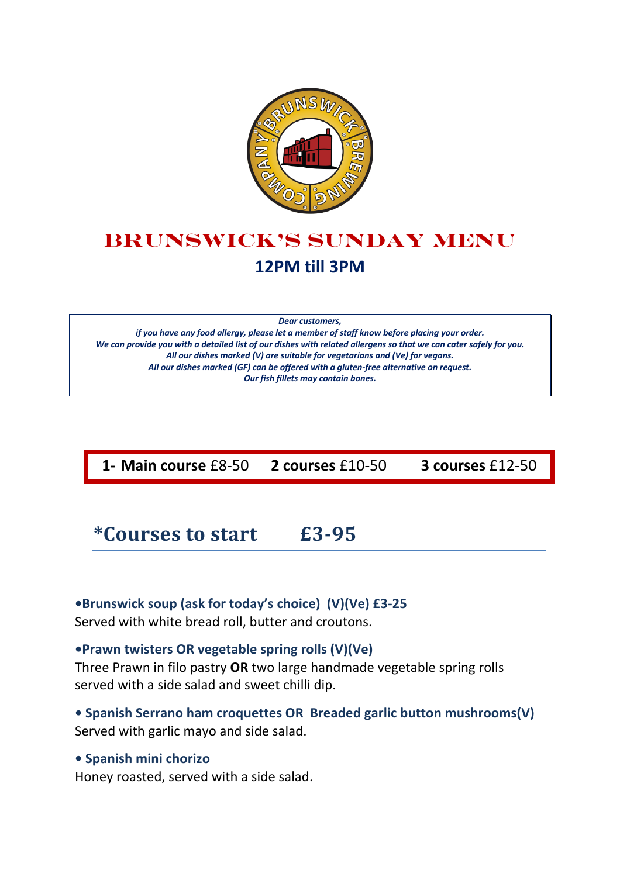# BRUNSWICK'S SUNDAY MENU

## 12PM till 3PM

*Dear customers,*
*if you have any food allergy, please let a member of staff know before placing your order.*
*We can provide you with a detailed list of our dishes with related allergens so that we can cater safely for you.*
*All our dishes marked (V) are suitable for vegetarians and (Ve) for vegans.*
*All our dishes marked (GF) can be offered with a gluten-free alternative on request.*
*Our fish fillets may contain bones.*

**1- Main course** £8-50 **2 courses** £10-50 **3 courses** £12-50

## *Courses to start £3-95

**•Brunswick soup (ask for today's choice) (V)(Ve) £3-25**
Served with white bread roll, butter and croutons.

**•Prawn twisters OR vegetable spring rolls (V)(Ve)**
Three Prawn in filo pastry **OR** two large handmade vegetable spring rolls served with a side salad and sweet chilli dip.

**• Spanish Serrano ham croquettes OR Breaded garlic button mushrooms(V)**
Served with garlic mayo and side salad.

**• Spanish mini chorizo**
Honey roasted, served with a side salad.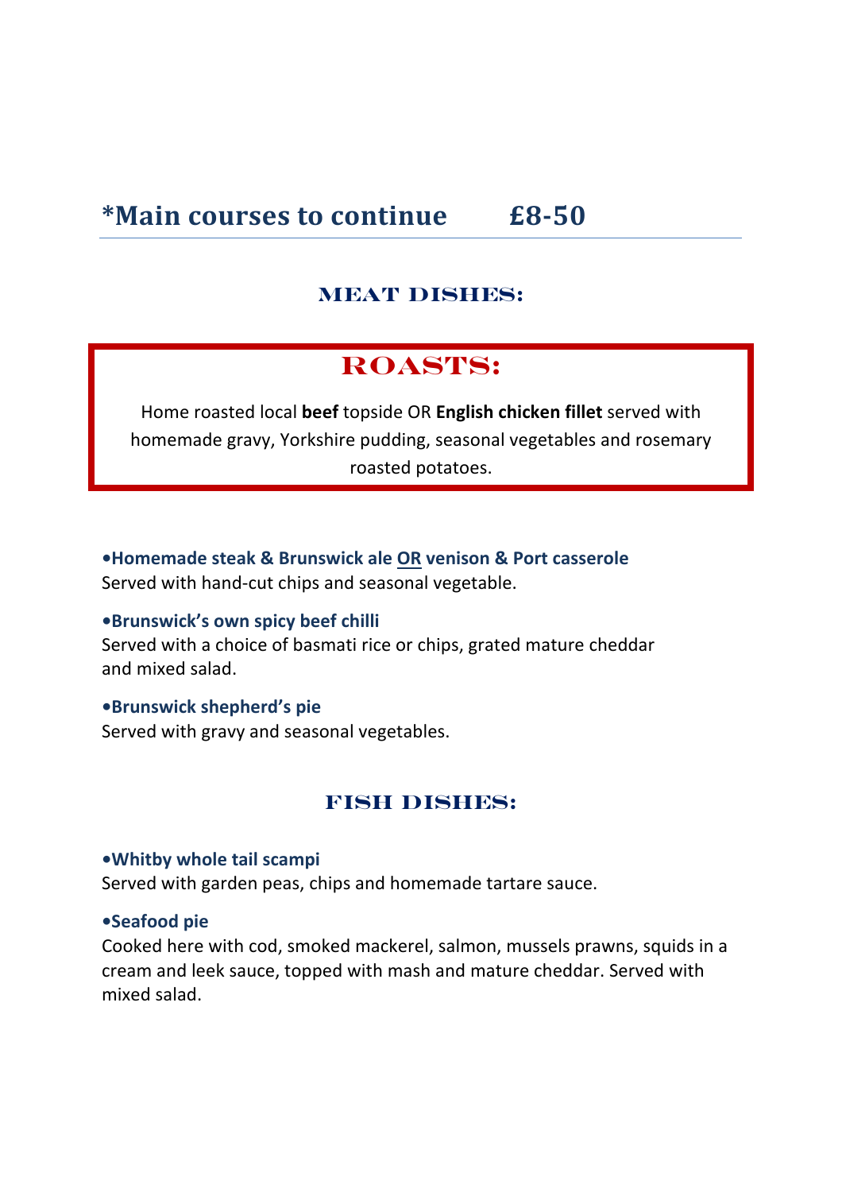## *Main courses to continue £8-50

### MEAT DISHES:

### ROASTS:

Home roasted local **beef** topside OR **English chicken fillet** served with homemade gravy, Yorkshire pudding, seasonal vegetables and rosemary roasted potatoes.

**•Homemade steak & Brunswick ale OR venison & Port casserole**
Served with hand-cut chips and seasonal vegetable.

**•Brunswick's own spicy beef chilli**
Served with a choice of basmati rice or chips, grated mature cheddar and mixed salad.

**•Brunswick shepherd's pie**
Served with gravy and seasonal vegetables.

### FISH DISHES:

**•Whitby whole tail scampi**
Served with garden peas, chips and homemade tartare sauce.

**•Seafood pie**
Cooked here with cod, smoked mackerel, salmon, mussels prawns, squids in a cream and leek sauce, topped with mash and mature cheddar. Served with mixed salad.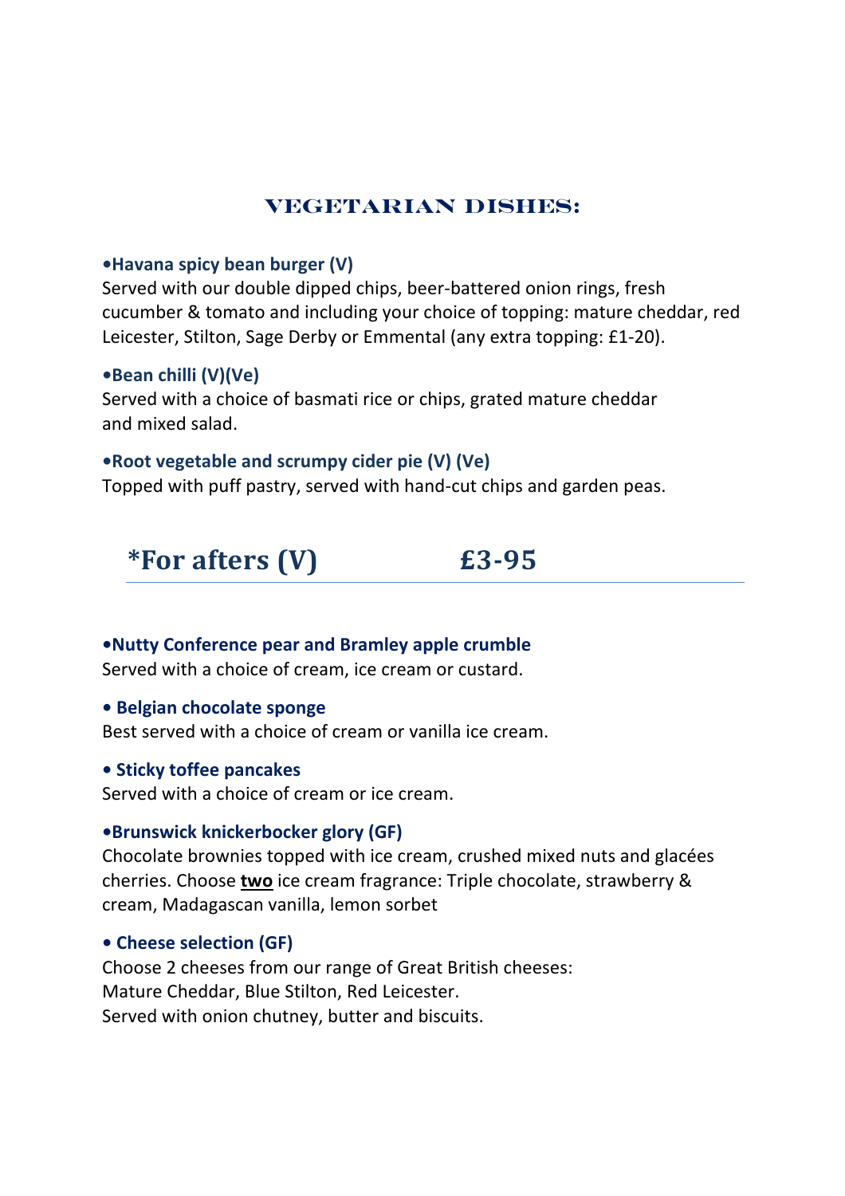## VEGETARIAN DISHES:

**•Havana spicy bean burger (V)**
Served with our double dipped chips, beer-battered onion rings, fresh cucumber & tomato and including your choice of topping: mature cheddar, red Leicester, Stilton, Sage Derby or Emmental (any extra topping: £1-20).

**•Bean chilli (V)(Ve)**
Served with a choice of basmati rice or chips, grated mature cheddar and mixed salad.

**•Root vegetable and scrumpy cider pie (V) (Ve)**
Topped with puff pastry, served with hand-cut chips and garden peas.

## *For afters (V) £3-95

**•Nutty Conference pear and Bramley apple crumble**
Served with a choice of cream, ice cream or custard.

**• Belgian chocolate sponge**
Best served with a choice of cream or vanilla ice cream.

**• Sticky toffee pancakes**
Served with a choice of cream or ice cream.

**•Brunswick knickerbocker glory (GF)**
Chocolate brownies topped with ice cream, crushed mixed nuts and glacées cherries. Choose **two** ice cream fragrance: Triple chocolate, strawberry & cream, Madagascan vanilla, lemon sorbet

**• Cheese selection (GF)**
Choose 2 cheeses from our range of Great British cheeses:
Mature Cheddar, Blue Stilton, Red Leicester.
Served with onion chutney, butter and biscuits.